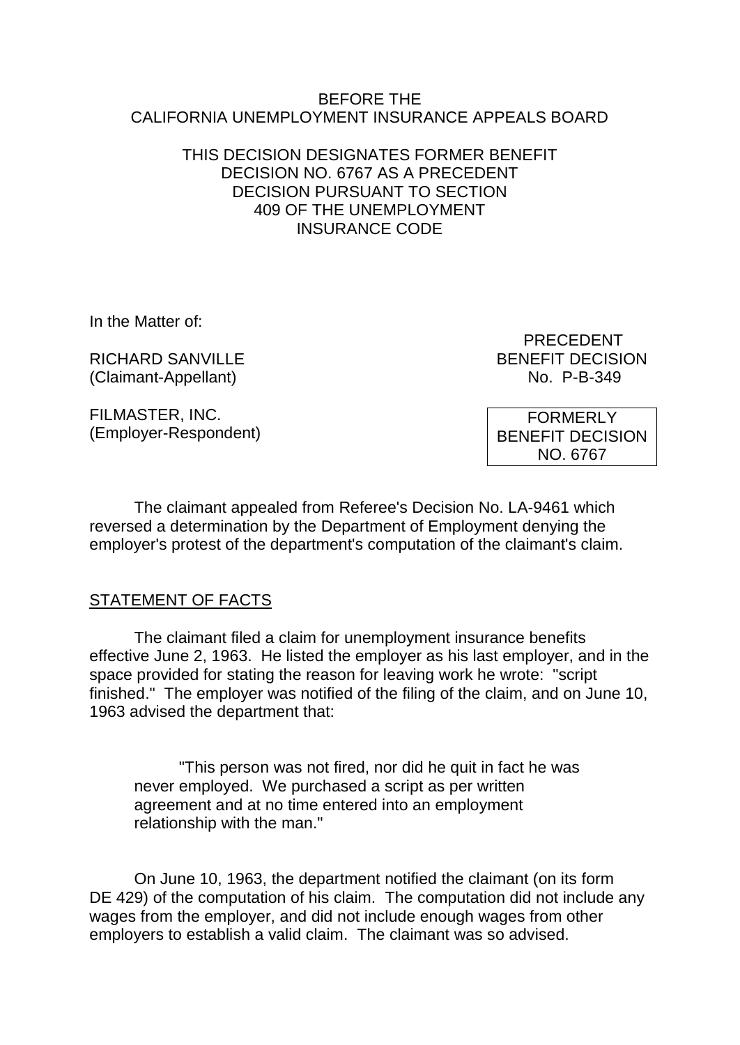BEFORE THE
CALIFORNIA UNEMPLOYMENT INSURANCE APPEALS BOARD

THIS DECISION DESIGNATES FORMER BENEFIT DECISION NO. 6767 AS A PRECEDENT DECISION PURSUANT TO SECTION 409 OF THE UNEMPLOYMENT INSURANCE CODE

In the Matter of:

RICHARD SANVILLE
(Claimant-Appellant)

FILMASTER, INC.
(Employer-Respondent)

PRECEDENT
BENEFIT DECISION
No. P-B-349

FORMERLY
BENEFIT DECISION
NO. 6767

The claimant appealed from Referee's Decision No. LA-9461 which reversed a determination by the Department of Employment denying the employer's protest of the department's computation of the claimant's claim.

## STATEMENT OF FACTS

The claimant filed a claim for unemployment insurance benefits effective June 2, 1963. He listed the employer as his last employer, and in the space provided for stating the reason for leaving work he wrote: "script finished." The employer was notified of the filing of the claim, and on June 10, 1963 advised the department that:

> "This person was not fired, nor did he quit in fact he was never employed. We purchased a script as per written agreement and at no time entered into an employment relationship with the man."

On June 10, 1963, the department notified the claimant (on its form DE 429) of the computation of his claim. The computation did not include any wages from the employer, and did not include enough wages from other employers to establish a valid claim. The claimant was so advised.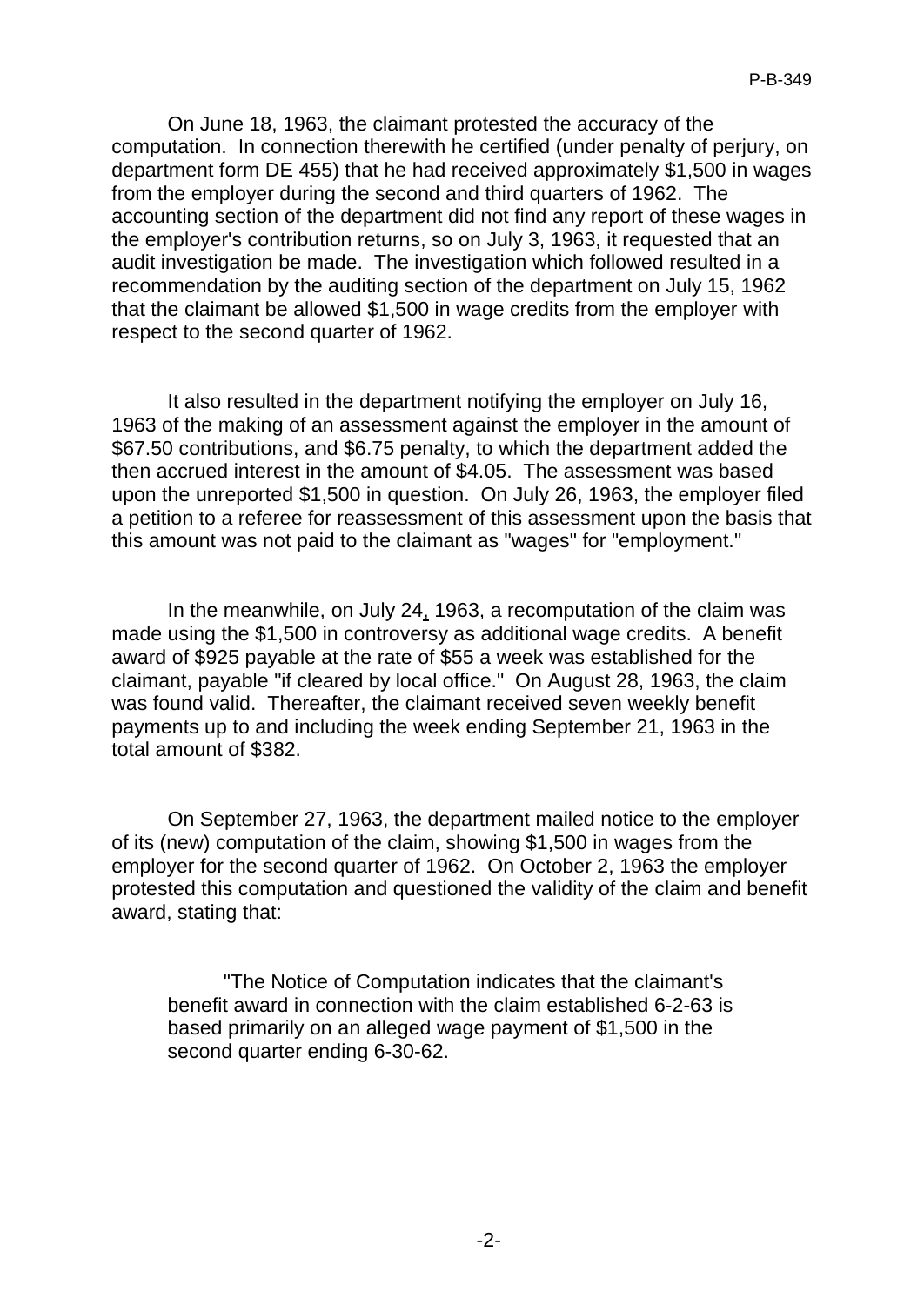On June 18, 1963, the claimant protested the accuracy of the computation. In connection therewith he certified (under penalty of perjury, on department form DE 455) that he had received approximately $1,500 in wages from the employer during the second and third quarters of 1962. The accounting section of the department did not find any report of these wages in the employer's contribution returns, so on July 3, 1963, it requested that an audit investigation be made. The investigation which followed resulted in a recommendation by the auditing section of the department on July 15, 1962 that the claimant be allowed $1,500 in wage credits from the employer with respect to the second quarter of 1962.

It also resulted in the department notifying the employer on July 16, 1963 of the making of an assessment against the employer in the amount of $67.50 contributions, and $6.75 penalty, to which the department added the then accrued interest in the amount of $4.05. The assessment was based upon the unreported $1,500 in question. On July 26, 1963, the employer filed a petition to a referee for reassessment of this assessment upon the basis that this amount was not paid to the claimant as "wages" for "employment."

In the meanwhile, on July 24, 1963, a recomputation of the claim was made using the $1,500 in controversy as additional wage credits. A benefit award of $925 payable at the rate of $55 a week was established for the claimant, payable "if cleared by local office." On August 28, 1963, the claim was found valid. Thereafter, the claimant received seven weekly benefit payments up to and including the week ending September 21, 1963 in the total amount of $382.

On September 27, 1963, the department mailed notice to the employer of its (new) computation of the claim, showing $1,500 in wages from the employer for the second quarter of 1962. On October 2, 1963 the employer protested this computation and questioned the validity of the claim and benefit award, stating that:

> "The Notice of Computation indicates that the claimant's benefit award in connection with the claim established 6-2-63 is based primarily on an alleged wage payment of $1,500 in the second quarter ending 6-30-62.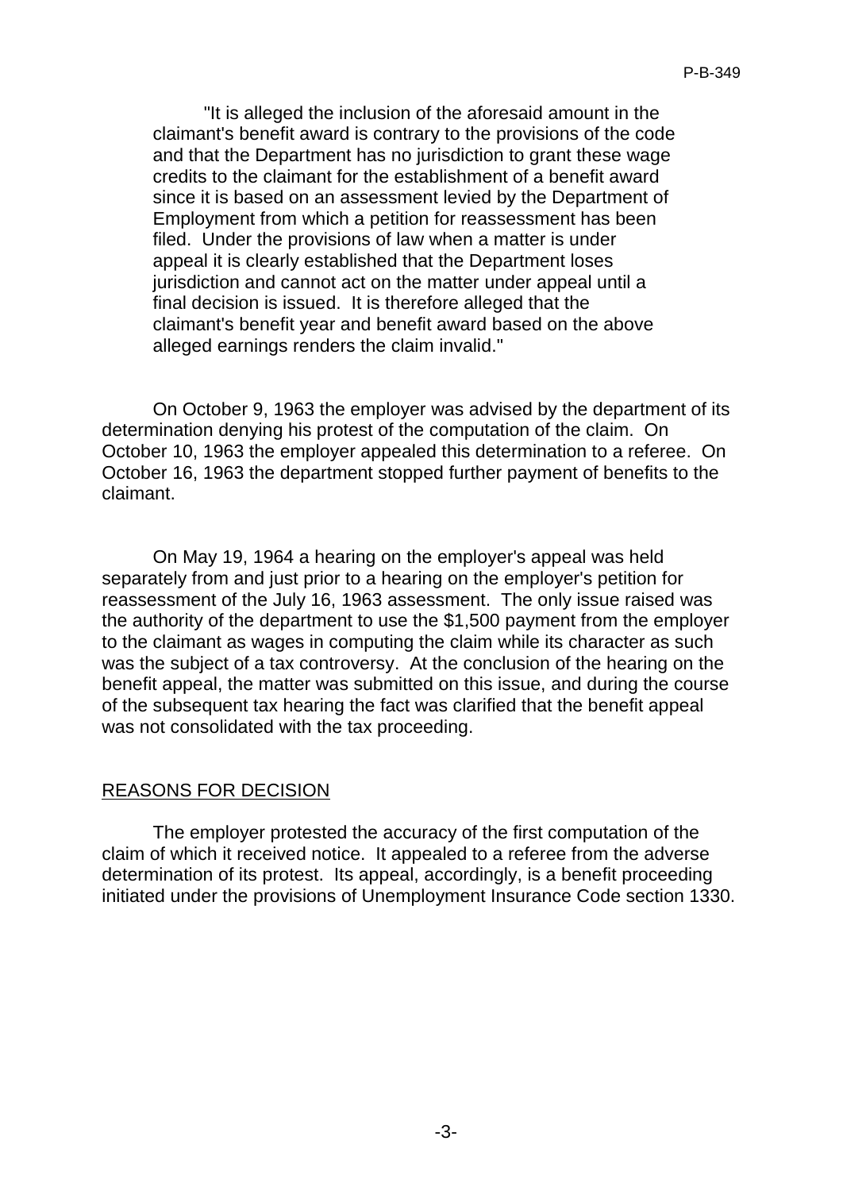"It is alleged the inclusion of the aforesaid amount in the claimant's benefit award is contrary to the provisions of the code and that the Department has no jurisdiction to grant these wage credits to the claimant for the establishment of a benefit award since it is based on an assessment levied by the Department of Employment from which a petition for reassessment has been filed. Under the provisions of law when a matter is under appeal it is clearly established that the Department loses jurisdiction and cannot act on the matter under appeal until a final decision is issued. It is therefore alleged that the claimant's benefit year and benefit award based on the above alleged earnings renders the claim invalid."

On October 9, 1963 the employer was advised by the department of its determination denying his protest of the computation of the claim. On October 10, 1963 the employer appealed this determination to a referee. On October 16, 1963 the department stopped further payment of benefits to the claimant.

On May 19, 1964 a hearing on the employer's appeal was held separately from and just prior to a hearing on the employer's petition for reassessment of the July 16, 1963 assessment. The only issue raised was the authority of the department to use the $1,500 payment from the employer to the claimant as wages in computing the claim while its character as such was the subject of a tax controversy. At the conclusion of the hearing on the benefit appeal, the matter was submitted on this issue, and during the course of the subsequent tax hearing the fact was clarified that the benefit appeal was not consolidated with the tax proceeding.

## REASONS FOR DECISION

The employer protested the accuracy of the first computation of the claim of which it received notice. It appealed to a referee from the adverse determination of its protest. Its appeal, accordingly, is a benefit proceeding initiated under the provisions of Unemployment Insurance Code section 1330.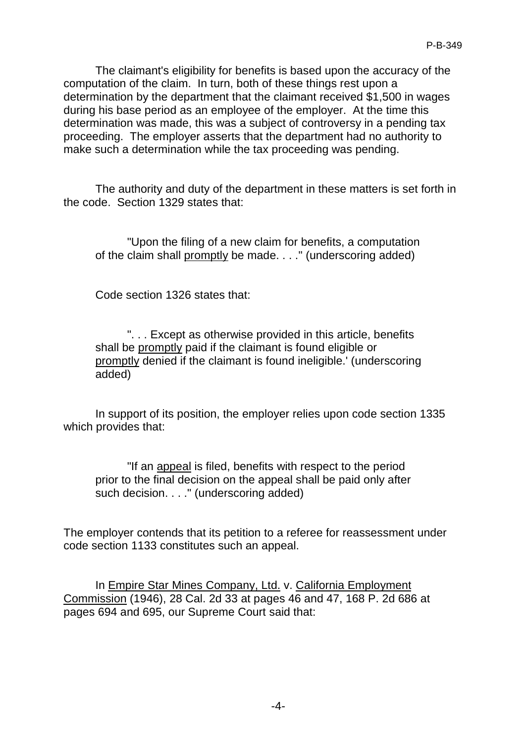The claimant's eligibility for benefits is based upon the accuracy of the computation of the claim. In turn, both of these things rest upon a determination by the department that the claimant received $1,500 in wages during his base period as an employee of the employer. At the time this determination was made, this was a subject of controversy in a pending tax proceeding. The employer asserts that the department had no authority to make such a determination while the tax proceeding was pending.

The authority and duty of the department in these matters is set forth in the code. Section 1329 states that:

> "Upon the filing of a new claim for benefits, a computation of the claim shall <u>promptly</u> be made. . . ." (underscoring added)

Code section 1326 states that:

> ". . . Except as otherwise provided in this article, benefits shall be <u>promptly</u> paid if the claimant is found eligible or <u>promptly</u> denied if the claimant is found ineligible.' (underscoring added)

In support of its position, the employer relies upon code section 1335 which provides that:

> "If an <u>appeal</u> is filed, benefits with respect to the period prior to the final decision on the appeal shall be paid only after such decision. . . ." (underscoring added)

The employer contends that its petition to a referee for reassessment under code section 1133 constitutes such an appeal.

In <u>Empire Star Mines Company, Ltd.</u> v. <u>California Employment Commission</u> (1946), 28 Cal. 2d 33 at pages 46 and 47, 168 P. 2d 686 at pages 694 and 695, our Supreme Court said that: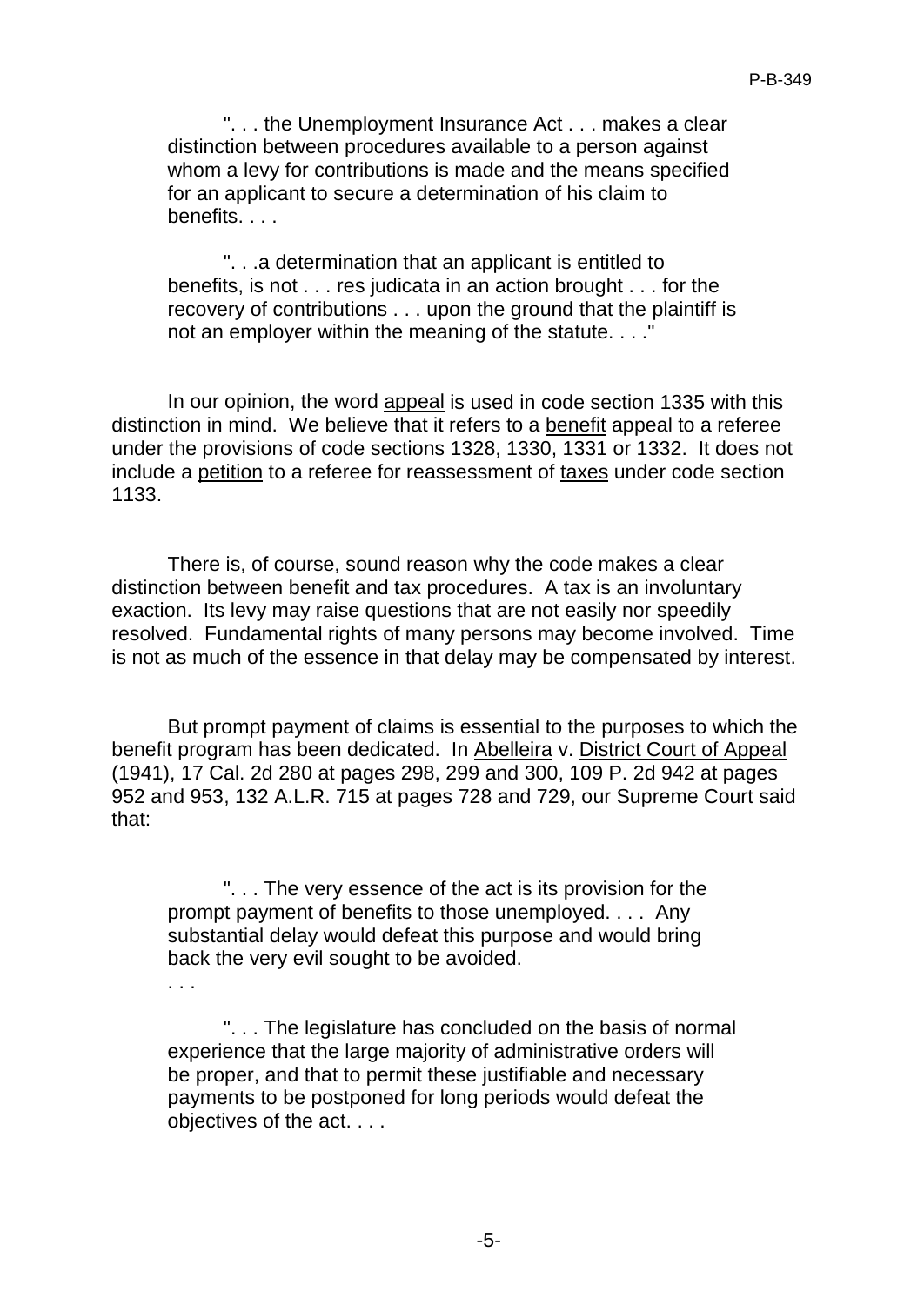> ". . . the Unemployment Insurance Act . . . makes a clear distinction between procedures available to a person against whom a levy for contributions is made and the means specified for an applicant to secure a determination of his claim to benefits. . . .
>
> ". . .a determination that an applicant is entitled to benefits, is not . . . res judicata in an action brought . . . for the recovery of contributions . . . upon the ground that the plaintiff is not an employer within the meaning of the statute. . . ."

In our opinion, the word <u>appeal</u> is used in code section 1335 with this distinction in mind. We believe that it refers to a <u>benefit</u> appeal to a referee under the provisions of code sections 1328, 1330, 1331 or 1332. It does not include a <u>petition</u> to a referee for reassessment of <u>taxes</u> under code section 1133.

There is, of course, sound reason why the code makes a clear distinction between benefit and tax procedures. A tax is an involuntary exaction. Its levy may raise questions that are not easily nor speedily resolved. Fundamental rights of many persons may become involved. Time is not as much of the essence in that delay may be compensated by interest.

But prompt payment of claims is essential to the purposes to which the benefit program has been dedicated. In <u>Abelleira</u> v. <u>District Court of Appeal</u> (1941), 17 Cal. 2d 280 at pages 298, 299 and 300, 109 P. 2d 942 at pages 952 and 953, 132 A.L.R. 715 at pages 728 and 729, our Supreme Court said that:

> ". . . The very essence of the act is its provision for the prompt payment of benefits to those unemployed. . . . Any substantial delay would defeat this purpose and would bring back the very evil sought to be avoided.
>
> . . .
>
> ". . . The legislature has concluded on the basis of normal experience that the large majority of administrative orders will be proper, and that to permit these justifiable and necessary payments to be postponed for long periods would defeat the objectives of the act. . . .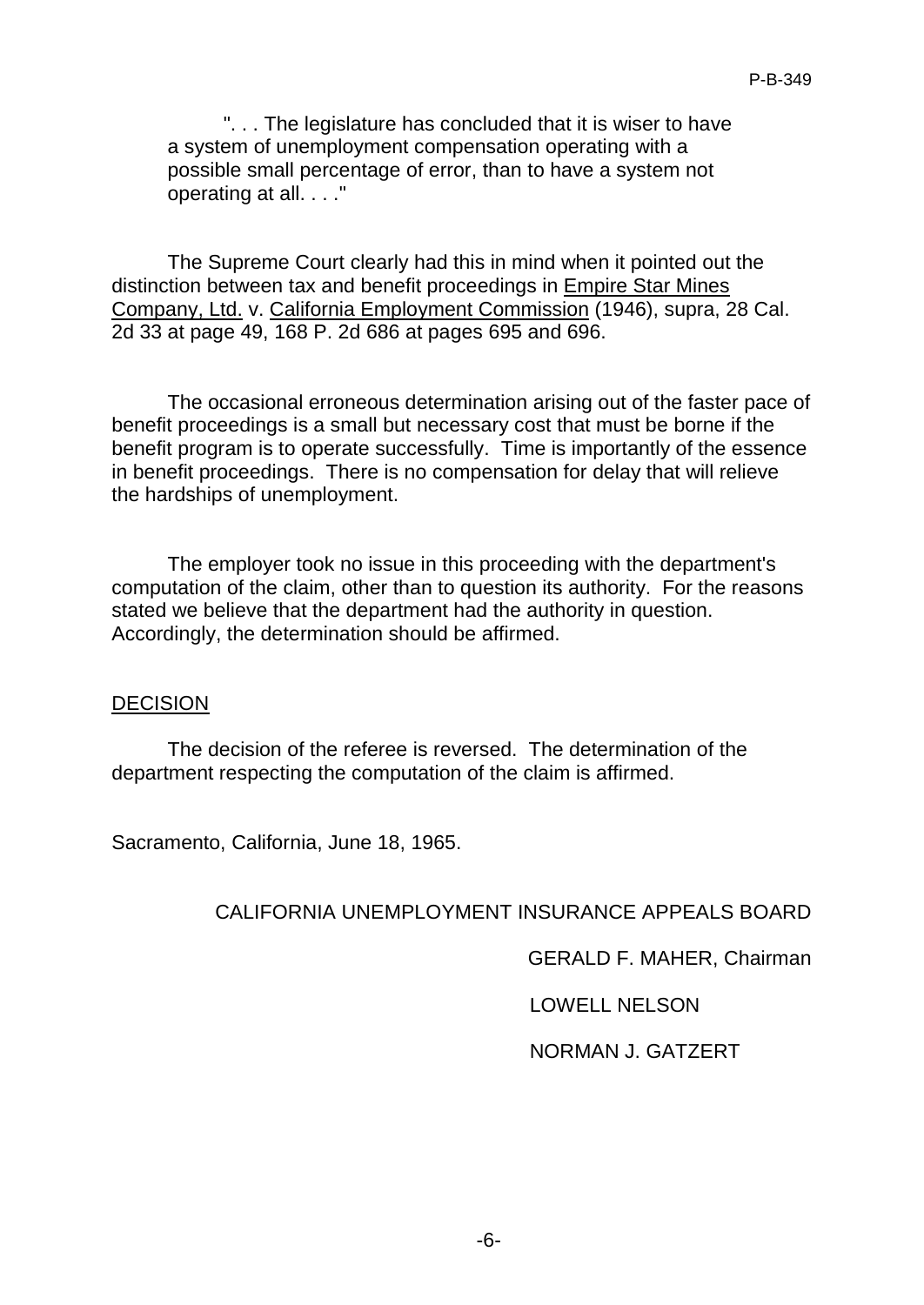> ". . . The legislature has concluded that it is wiser to have a system of unemployment compensation operating with a possible small percentage of error, than to have a system not operating at all. . . ."

The Supreme Court clearly had this in mind when it pointed out the distinction between tax and benefit proceedings in Empire Star Mines Company, Ltd. v. California Employment Commission (1946), supra, 28 Cal. 2d 33 at page 49, 168 P. 2d 686 at pages 695 and 696.

The occasional erroneous determination arising out of the faster pace of benefit proceedings is a small but necessary cost that must be borne if the benefit program is to operate successfully. Time is importantly of the essence in benefit proceedings. There is no compensation for delay that will relieve the hardships of unemployment.

The employer took no issue in this proceeding with the department's computation of the claim, other than to question its authority. For the reasons stated we believe that the department had the authority in question. Accordingly, the determination should be affirmed.

## DECISION

The decision of the referee is reversed. The determination of the department respecting the computation of the claim is affirmed.

Sacramento, California, June 18, 1965.

CALIFORNIA UNEMPLOYMENT INSURANCE APPEALS BOARD

GERALD F. MAHER, Chairman

LOWELL NELSON

NORMAN J. GATZERT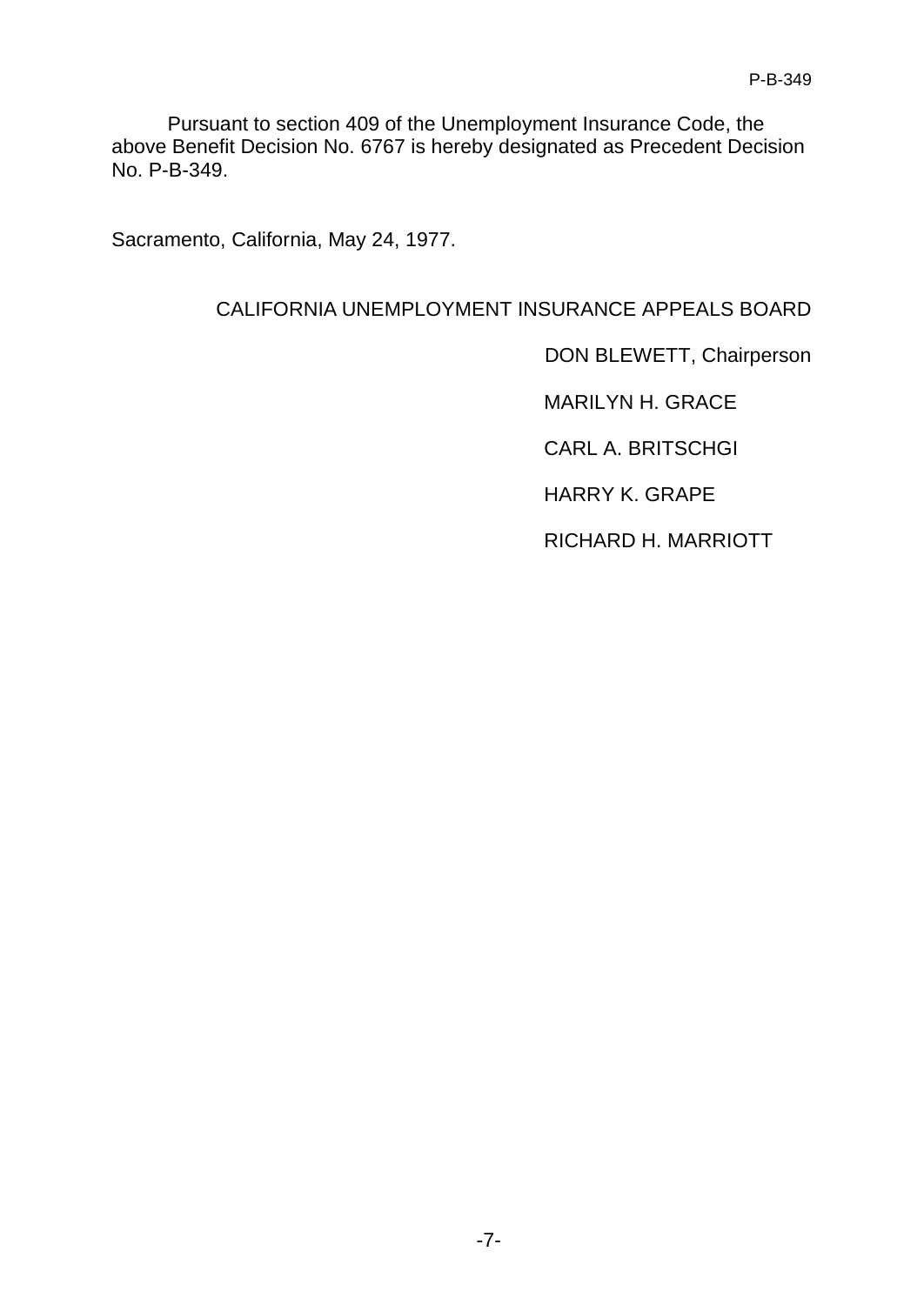Pursuant to section 409 of the Unemployment Insurance Code, the above Benefit Decision No. 6767 is hereby designated as Precedent Decision No. P-B-349.

Sacramento, California, May 24, 1977.

CALIFORNIA UNEMPLOYMENT INSURANCE APPEALS BOARD

DON BLEWETT, Chairperson

MARILYN H. GRACE

CARL A. BRITSCHGI

HARRY K. GRAPE

RICHARD H. MARRIOTT